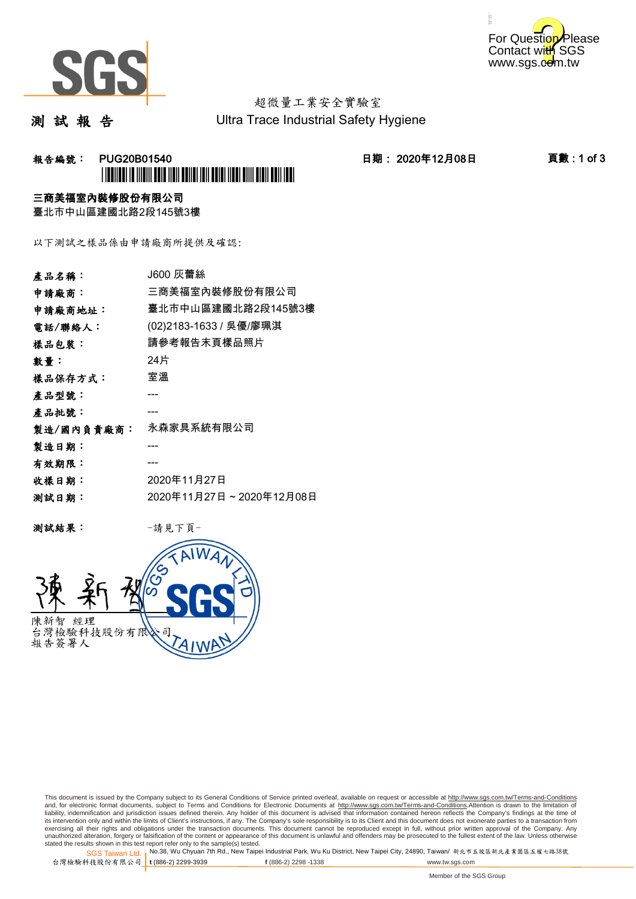For Question Please Contact with SGS www.sgs.com.tw

# 測 試 報 告

超微量工業安全實驗室

Ultra Trace Industrial Safety Hygiene

**報告編號： PUG20B01540** **日期： 2020年12月08日**

**三商美福室內裝修股份有限公司**

臺北市中山區建國北路2段145號3樓

以下測試之樣品係由申請廠商所提供及確認:

| | |
|---|---|
| **產品名稱：** | J600 灰蕾絲 |
| **申請廠商：** | 三商美福室內裝修股份有限公司 |
| **申請廠商地址：** | 臺北市中山區建國北路2段145號3樓 |
| **電話/聯絡人：** | (02)2183-1633 / 吳優/廖珮淇 |
| **樣品包裝：** | 請參考報告末頁樣品照片 |
| **數量：** | 24片 |
| **樣品保存方式：** | 室溫 |
| **產品型號：** | --- |
| **產品批號：** | --- |
| **製造/國內負責廠商：** | 永森家具系統有限公司 |
| **製造日期：** | --- |
| **有效期限：** | --- |
| **收樣日期：** | 2020年11月27日 |
| **測試日期：** | 2020年11月27日 ~ 2020年12月08日 |

**測試結果：** -請見下頁-

陳新智 經理
台灣檢驗科技股份有限公司
報告簽署人

This document is issued by the Company subject to its General Conditions of Service printed overleaf, available on request or accessible at http://www.sgs.com.tw/Terms-and-Conditions and, for electronic format documents, subject to Terms and Conditions for Electronic Documents at http://www.sgs.com.tw/Terms-and-Conditions.Attention is drawn to the limitation of liability, indemnification and jurisdiction issues defined therein. Any holder of this document is advised that information contained hereon reflects the Company's findings at the time of its intervention only and within the limits of Client's instructions, if any. The Company's sole responsibility is to its Client and this document does not exonerate parties to a transaction from exercising all their rights and obligations under the transaction documents. This document cannot be reproduced except in full, without prior written approval of the Company. Any unauthorized alteration, forgery or falsification of the content or appearance of this document is unlawful and offenders may be prosecuted to the fullest extent of the law. Unless otherwise stated the results shown in this test report refer only to the sample(s) tested.

SGS Taiwan Ltd. 台灣檢驗科技股份有限公司 | No.38, Wu Chyuan 7th Rd., New Taipei Industrial Park, Wu Ku District, New Taipei City, 24890, Taiwan/ 新北市五股區新北產業園區五權七路38號 | t (886-2) 2299-3939 | f (886-2) 2298 -1338 | www.tw.sgs.com

Member of the SGS Group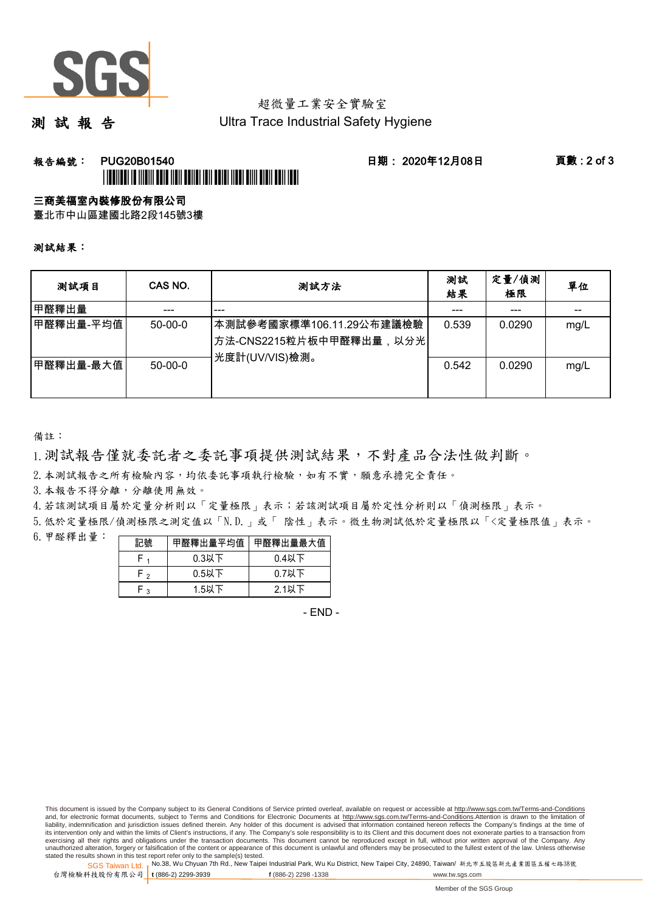超微量工業安全實驗室

# 測 試 報 告

Ultra Trace Industrial Safety Hygiene

**報告編號： PUG20B01540**　　**日期： 2020年12月08日**

**三商美福室內裝修股份有限公司**

臺北市中山區建國北路2段145號3樓

**測試結果：**

| 測試項目 | CAS NO. | 測試方法 | 測試結果 | 定量/偵測極限 | 單位 |
|---|---|---|---|---|---|
| 甲醛釋出量 | --- | --- | --- | --- | -- |
| 甲醛釋出量-平均值 | 50-00-0 | 本測試參考國家標準106.11.29公布建議檢驗方法-CNS2215粒片板中甲醛釋出量，以分光光度計(UV/VIS)檢測。 | 0.539 | 0.0290 | mg/L |
| 甲醛釋出量-最大值 | 50-00-0 | | 0.542 | 0.0290 | mg/L |

備註：

1. 測試報告僅就委託者之委託事項提供測試結果，不對產品合法性做判斷。
2. 本測試報告之所有檢驗內容，均依委託事項執行檢驗，如有不實，願意承擔完全責任。
3. 本報告不得分離，分離使用無效。
4. 若該測試項目屬於定量分析則以「定量極限」表示；若該測試項目屬於定性分析則以「偵測極限」表示。
5. 低於定量極限/偵測極限之測定值以「N.D.」或「 陰性」表示。微生物測試低於定量極限以「<定量極限值」表示。
6. 甲醛釋出量：

| 記號 | 甲醛釋出量平均值 | 甲醛釋出量最大值 |
|---|---|---|
| $F_1$ | 0.3以下 | 0.4以下 |
| $F_2$ | 0.5以下 | 0.7以下 |
| $F_3$ | 1.5以下 | 2.1以下 |

- END -

This document is issued by the Company subject to its General Conditions of Service printed overleaf, available on request or accessible at http://www.sgs.com.tw/Terms-and-Conditions and, for electronic format documents, subject to Terms and Conditions for Electronic Documents at http://www.sgs.com.tw/Terms-and-Conditions.Attention is drawn to the limitation of liability, indemnification and jurisdiction issues defined therein. Any holder of this document is advised that information contained hereon reflects the Company's findings at the time of its intervention only and within the limits of Client's instructions, if any. The Company's sole responsibility is to its Client and this document does not exonerate parties to a transaction from exercising all their rights and obligations under the transaction documents. This document cannot be reproduced except in full, without prior written approval of the Company. Any unauthorized alteration, forgery or falsification of the content or appearance of this document is unlawful and offenders may be prosecuted to the fullest extent of the law. Unless otherwise stated the results shown in this test report refer only to the sample(s) tested.

SGS Taiwan Ltd. 台灣檢驗科技股份有限公司 | No.38, Wu Chyuan 7th Rd., New Taipei Industrial Park, Wu Ku District, New Taipei City, 24890, Taiwan/ 新北市五股區新北產業園區五權七路38號 | t (886-2) 2299-3939 | f (886-2) 2298 -1338 | www.tw.sgs.com

Member of the SGS Group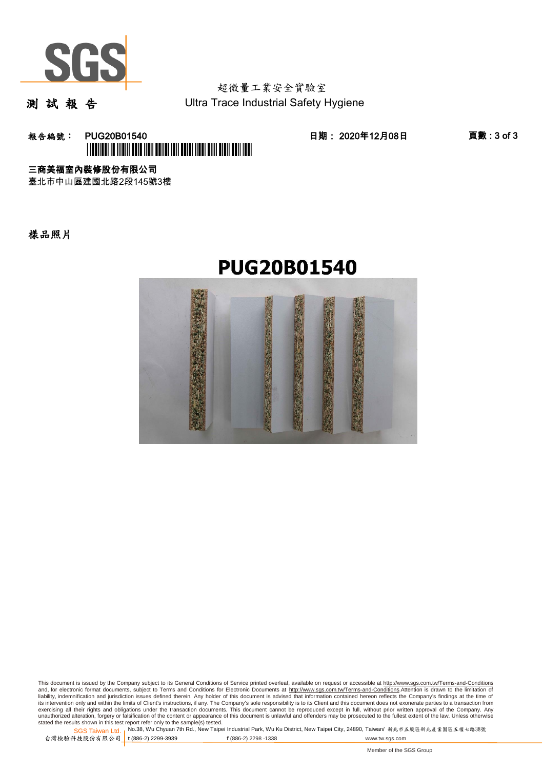# 測 試 報 告

超微量工業安全實驗室
Ultra Trace Industrial Safety Hygiene

**報告編號：** PUG20B01540　　**日期：** 2020年12月08日

**三商美福室內裝修股份有限公司**
臺北市中山區建國北路2段145號3樓

**樣品照片**

**PUG20B01540**

This document is issued by the Company subject to its General Conditions of Service printed overleaf, available on request or accessible at http://www.sgs.com.tw/Terms-and-Conditions and, for electronic format documents, subject to Terms and Conditions for Electronic Documents at http://www.sgs.com.tw/Terms-and-Conditions.Attention is drawn to the limitation of liability, indemnification and jurisdiction issues defined therein. Any holder of this document is advised that information contained hereon reflects the Company's findings at the time of its intervention only and within the limits of Client's instructions, if any. The Company's sole responsibility is to its Client and this document does not exonerate parties to a transaction from exercising all their rights and obligations under the transaction documents. This document cannot be reproduced except in full, without prior written approval of the Company. Any unauthorized alteration, forgery or falsification of the content or appearance of this document is unlawful and offenders may be prosecuted to the fullest extent of the law. Unless otherwise stated the results shown in this test report refer only to the sample(s) tested.

SGS Taiwan Ltd. 台灣檢驗科技股份有限公司 | No.38, Wu Chyuan 7th Rd., New Taipei Industrial Park, Wu Ku District, New Taipei City, 24890, Taiwan/ 新北市五股區新北產業園區五權七路38號
t (886-2) 2299-3939　f (886-2) 2298 -1338　www.tw.sgs.com

Member of the SGS Group